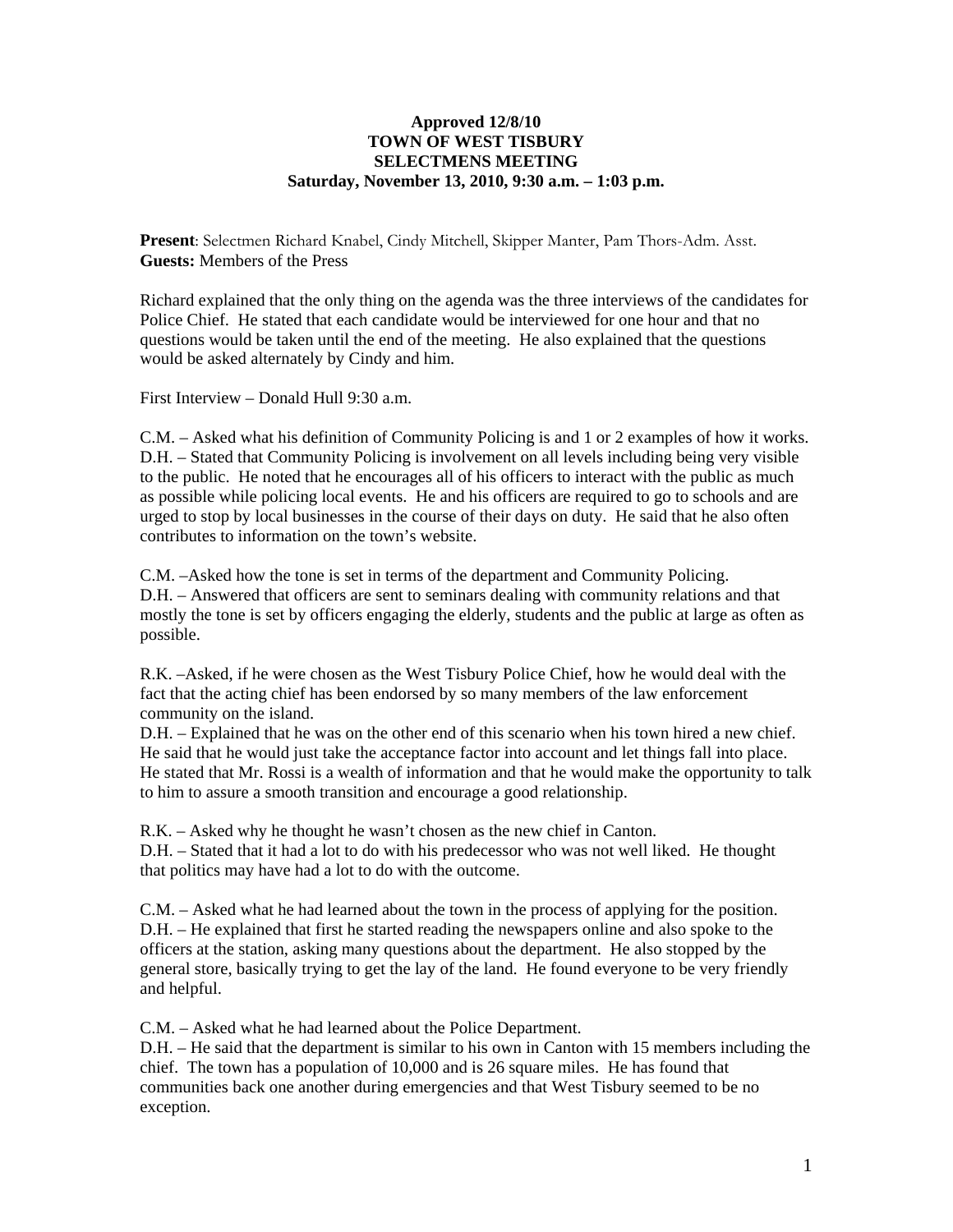**Approved 12/8/10**
**TOWN OF WEST TISBURY**
**SELECTMENS MEETING**
**Saturday, November 13, 2010, 9:30 a.m. – 1:03 p.m.**

**Present**: Selectmen Richard Knabel, Cindy Mitchell, Skipper Manter, Pam Thors-Adm. Asst.
**Guests:** Members of the Press

Richard explained that the only thing on the agenda was the three interviews of the candidates for Police Chief. He stated that each candidate would be interviewed for one hour and that no questions would be taken until the end of the meeting. He also explained that the questions would be asked alternately by Cindy and him.

First Interview – Donald Hull 9:30 a.m.

C.M. – Asked what his definition of Community Policing is and 1 or 2 examples of how it works.
D.H. – Stated that Community Policing is involvement on all levels including being very visible to the public. He noted that he encourages all of his officers to interact with the public as much as possible while policing local events. He and his officers are required to go to schools and are urged to stop by local businesses in the course of their days on duty. He said that he also often contributes to information on the town's website.

C.M. –Asked how the tone is set in terms of the department and Community Policing.
D.H. – Answered that officers are sent to seminars dealing with community relations and that mostly the tone is set by officers engaging the elderly, students and the public at large as often as possible.

R.K. –Asked, if he were chosen as the West Tisbury Police Chief, how he would deal with the fact that the acting chief has been endorsed by so many members of the law enforcement community on the island.
D.H. – Explained that he was on the other end of this scenario when his town hired a new chief. He said that he would just take the acceptance factor into account and let things fall into place. He stated that Mr. Rossi is a wealth of information and that he would make the opportunity to talk to him to assure a smooth transition and encourage a good relationship.

R.K. – Asked why he thought he wasn't chosen as the new chief in Canton.
D.H. – Stated that it had a lot to do with his predecessor who was not well liked. He thought that politics may have had a lot to do with the outcome.

C.M. – Asked what he had learned about the town in the process of applying for the position.
D.H. – He explained that first he started reading the newspapers online and also spoke to the officers at the station, asking many questions about the department. He also stopped by the general store, basically trying to get the lay of the land. He found everyone to be very friendly and helpful.

C.M. – Asked what he had learned about the Police Department.
D.H. – He said that the department is similar to his own in Canton with 15 members including the chief. The town has a population of 10,000 and is 26 square miles. He has found that communities back one another during emergencies and that West Tisbury seemed to be no exception.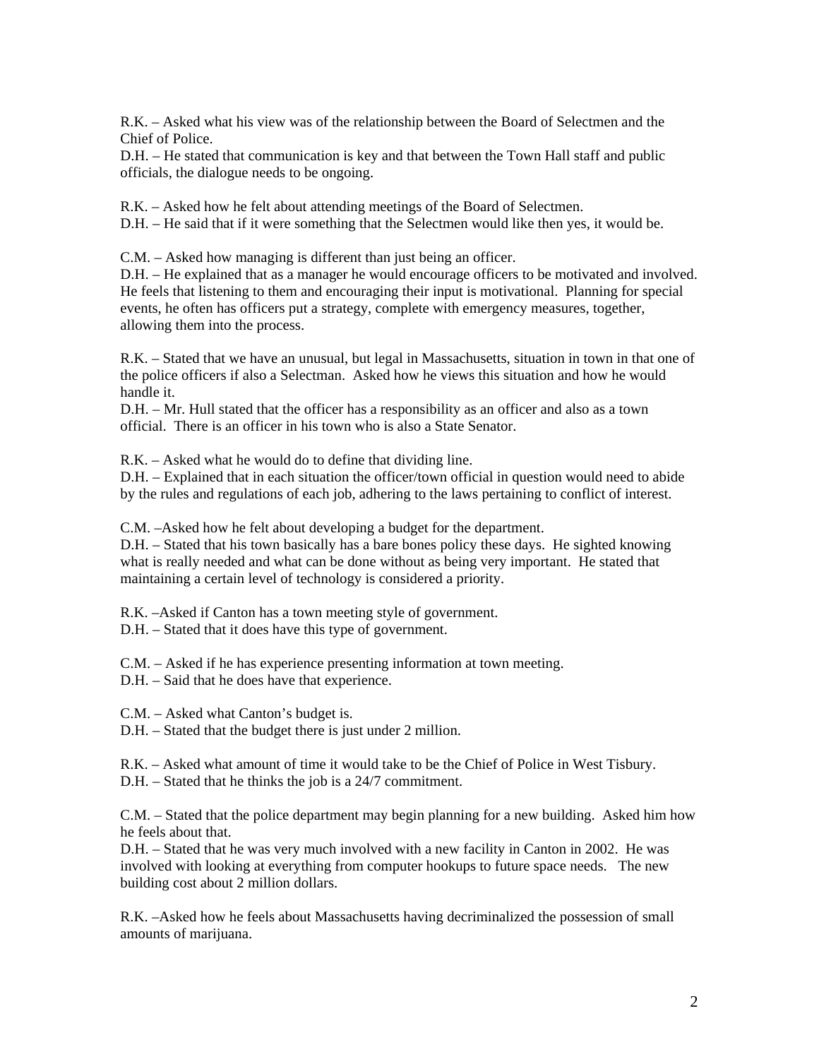R.K. – Asked what his view was of the relationship between the Board of Selectmen and the Chief of Police.
D.H. – He stated that communication is key and that between the Town Hall staff and public officials, the dialogue needs to be ongoing.

R.K. – Asked how he felt about attending meetings of the Board of Selectmen.
D.H. – He said that if it were something that the Selectmen would like then yes, it would be.

C.M. – Asked how managing is different than just being an officer.
D.H. – He explained that as a manager he would encourage officers to be motivated and involved. He feels that listening to them and encouraging their input is motivational. Planning for special events, he often has officers put a strategy, complete with emergency measures, together, allowing them into the process.

R.K. – Stated that we have an unusual, but legal in Massachusetts, situation in town in that one of the police officers if also a Selectman. Asked how he views this situation and how he would handle it.
D.H. – Mr. Hull stated that the officer has a responsibility as an officer and also as a town official. There is an officer in his town who is also a State Senator.

R.K. – Asked what he would do to define that dividing line.
D.H. – Explained that in each situation the officer/town official in question would need to abide by the rules and regulations of each job, adhering to the laws pertaining to conflict of interest.

C.M. –Asked how he felt about developing a budget for the department.
D.H. – Stated that his town basically has a bare bones policy these days. He sighted knowing what is really needed and what can be done without as being very important. He stated that maintaining a certain level of technology is considered a priority.

R.K. –Asked if Canton has a town meeting style of government.
D.H. – Stated that it does have this type of government.

C.M. – Asked if he has experience presenting information at town meeting.
D.H. – Said that he does have that experience.

C.M. – Asked what Canton's budget is.
D.H. – Stated that the budget there is just under 2 million.

R.K. – Asked what amount of time it would take to be the Chief of Police in West Tisbury.
D.H. – Stated that he thinks the job is a 24/7 commitment.

C.M. – Stated that the police department may begin planning for a new building. Asked him how he feels about that.
D.H. – Stated that he was very much involved with a new facility in Canton in 2002. He was involved with looking at everything from computer hookups to future space needs. The new building cost about 2 million dollars.

R.K. –Asked how he feels about Massachusetts having decriminalized the possession of small amounts of marijuana.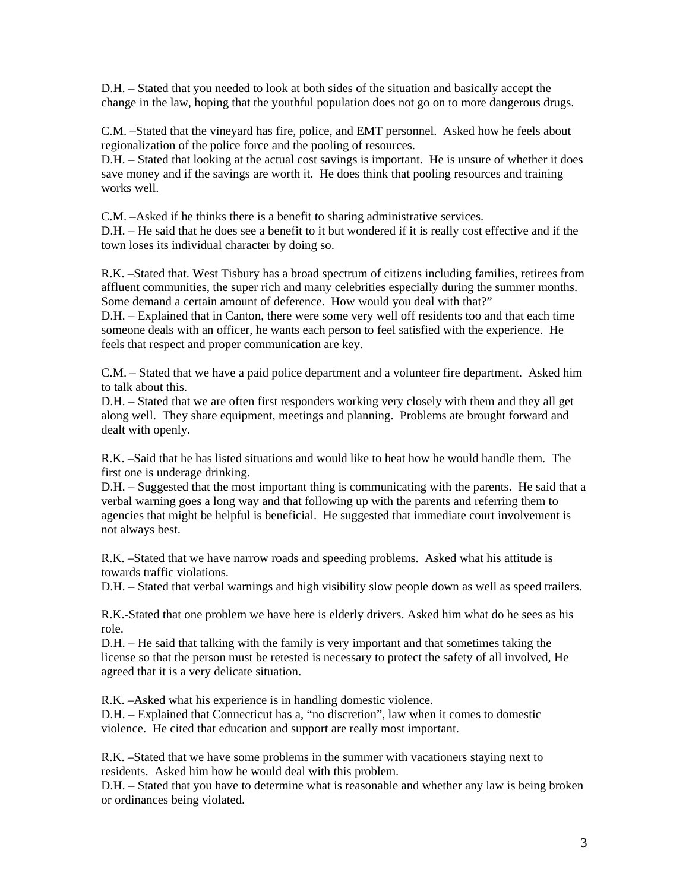D.H. – Stated that you needed to look at both sides of the situation and basically accept the change in the law, hoping that the youthful population does not go on to more dangerous drugs.

C.M. –Stated that the vineyard has fire, police, and EMT personnel. Asked how he feels about regionalization of the police force and the pooling of resources.
D.H. – Stated that looking at the actual cost savings is important. He is unsure of whether it does save money and if the savings are worth it. He does think that pooling resources and training works well.

C.M. –Asked if he thinks there is a benefit to sharing administrative services.
D.H. – He said that he does see a benefit to it but wondered if it is really cost effective and if the town loses its individual character by doing so.

R.K. –Stated that. West Tisbury has a broad spectrum of citizens including families, retirees from affluent communities, the super rich and many celebrities especially during the summer months. Some demand a certain amount of deference. How would you deal with that?"
D.H. – Explained that in Canton, there were some very well off residents too and that each time someone deals with an officer, he wants each person to feel satisfied with the experience. He feels that respect and proper communication are key.

C.M. – Stated that we have a paid police department and a volunteer fire department. Asked him to talk about this.
D.H. – Stated that we are often first responders working very closely with them and they all get along well. They share equipment, meetings and planning. Problems ate brought forward and dealt with openly.

R.K. –Said that he has listed situations and would like to heat how he would handle them. The first one is underage drinking.
D.H. – Suggested that the most important thing is communicating with the parents. He said that a verbal warning goes a long way and that following up with the parents and referring them to agencies that might be helpful is beneficial. He suggested that immediate court involvement is not always best.

R.K. –Stated that we have narrow roads and speeding problems. Asked what his attitude is towards traffic violations.
D.H. – Stated that verbal warnings and high visibility slow people down as well as speed trailers.

R.K.-Stated that one problem we have here is elderly drivers. Asked him what do he sees as his role.
D.H. – He said that talking with the family is very important and that sometimes taking the license so that the person must be retested is necessary to protect the safety of all involved, He agreed that it is a very delicate situation.

R.K. –Asked what his experience is in handling domestic violence.
D.H. – Explained that Connecticut has a, "no discretion", law when it comes to domestic violence. He cited that education and support are really most important.

R.K. –Stated that we have some problems in the summer with vacationers staying next to residents. Asked him how he would deal with this problem.
D.H. – Stated that you have to determine what is reasonable and whether any law is being broken or ordinances being violated.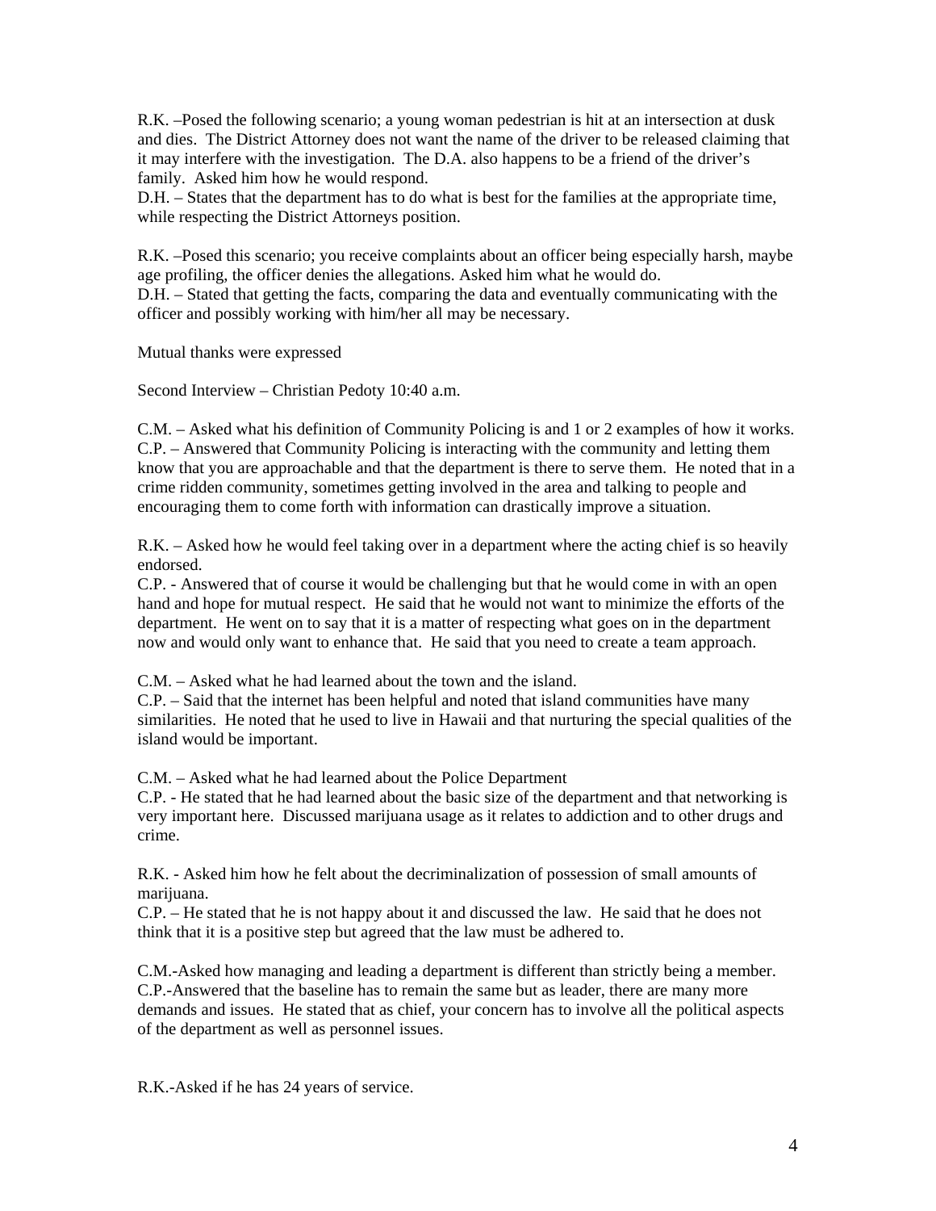R.K. –Posed the following scenario; a young woman pedestrian is hit at an intersection at dusk and dies. The District Attorney does not want the name of the driver to be released claiming that it may interfere with the investigation. The D.A. also happens to be a friend of the driver's family. Asked him how he would respond.
D.H. – States that the department has to do what is best for the families at the appropriate time, while respecting the District Attorneys position.

R.K. –Posed this scenario; you receive complaints about an officer being especially harsh, maybe age profiling, the officer denies the allegations. Asked him what he would do.
D.H. – Stated that getting the facts, comparing the data and eventually communicating with the officer and possibly working with him/her all may be necessary.

Mutual thanks were expressed

Second Interview – Christian Pedoty 10:40 a.m.

C.M. – Asked what his definition of Community Policing is and 1 or 2 examples of how it works.
C.P. – Answered that Community Policing is interacting with the community and letting them know that you are approachable and that the department is there to serve them. He noted that in a crime ridden community, sometimes getting involved in the area and talking to people and encouraging them to come forth with information can drastically improve a situation.

R.K. – Asked how he would feel taking over in a department where the acting chief is so heavily endorsed.
C.P. - Answered that of course it would be challenging but that he would come in with an open hand and hope for mutual respect. He said that he would not want to minimize the efforts of the department. He went on to say that it is a matter of respecting what goes on in the department now and would only want to enhance that. He said that you need to create a team approach.

C.M. – Asked what he had learned about the town and the island.
C.P. – Said that the internet has been helpful and noted that island communities have many similarities. He noted that he used to live in Hawaii and that nurturing the special qualities of the island would be important.

C.M. – Asked what he had learned about the Police Department
C.P. - He stated that he had learned about the basic size of the department and that networking is very important here. Discussed marijuana usage as it relates to addiction and to other drugs and crime.

R.K. - Asked him how he felt about the decriminalization of possession of small amounts of marijuana.
C.P. – He stated that he is not happy about it and discussed the law. He said that he does not think that it is a positive step but agreed that the law must be adhered to.

C.M.-Asked how managing and leading a department is different than strictly being a member.
C.P.-Answered that the baseline has to remain the same but as leader, there are many more demands and issues. He stated that as chief, your concern has to involve all the political aspects of the department as well as personnel issues.

R.K.-Asked if he has 24 years of service.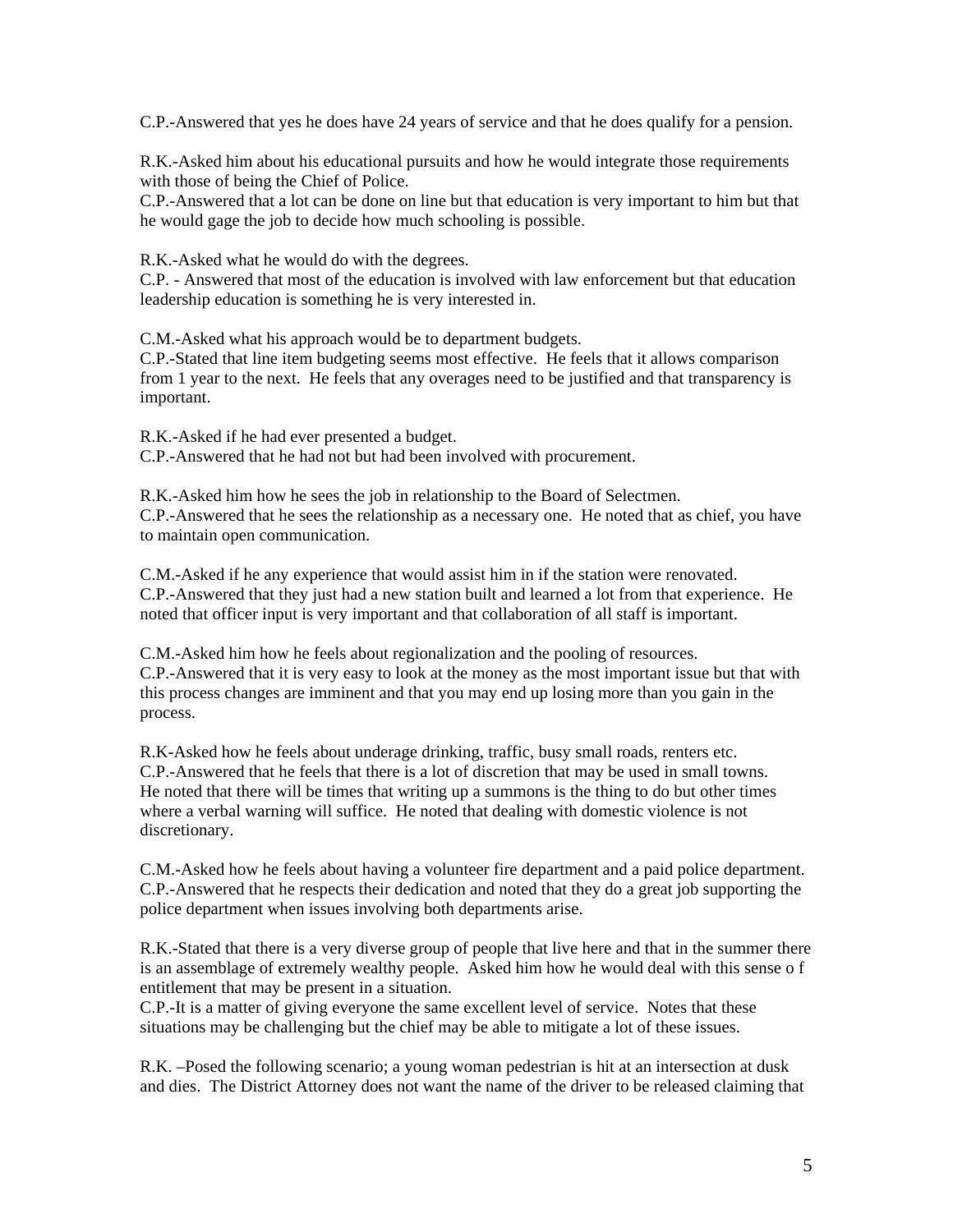C.P.-Answered that yes he does have 24 years of service and that he does qualify for a pension.

R.K.-Asked him about his educational pursuits and how he would integrate those requirements with those of being the Chief of Police.
C.P.-Answered that a lot can be done on line but that education is very important to him but that he would gage the job to decide how much schooling is possible.

R.K.-Asked what he would do with the degrees.
C.P. - Answered that most of the education is involved with law enforcement but that education leadership education is something he is very interested in.

C.M.-Asked what his approach would be to department budgets.
C.P.-Stated that line item budgeting seems most effective. He feels that it allows comparison from 1 year to the next. He feels that any overages need to be justified and that transparency is important.

R.K.-Asked if he had ever presented a budget.
C.P.-Answered that he had not but had been involved with procurement.

R.K.-Asked him how he sees the job in relationship to the Board of Selectmen.
C.P.-Answered that he sees the relationship as a necessary one. He noted that as chief, you have to maintain open communication.

C.M.-Asked if he any experience that would assist him in if the station were renovated.
C.P.-Answered that they just had a new station built and learned a lot from that experience. He noted that officer input is very important and that collaboration of all staff is important.

C.M.-Asked him how he feels about regionalization and the pooling of resources.
C.P.-Answered that it is very easy to look at the money as the most important issue but that with this process changes are imminent and that you may end up losing more than you gain in the process.

R.K-Asked how he feels about underage drinking, traffic, busy small roads, renters etc.
C.P.-Answered that he feels that there is a lot of discretion that may be used in small towns. He noted that there will be times that writing up a summons is the thing to do but other times where a verbal warning will suffice. He noted that dealing with domestic violence is not discretionary.

C.M.-Asked how he feels about having a volunteer fire department and a paid police department.
C.P.-Answered that he respects their dedication and noted that they do a great job supporting the police department when issues involving both departments arise.

R.K.-Stated that there is a very diverse group of people that live here and that in the summer there is an assemblage of extremely wealthy people. Asked him how he would deal with this sense o f entitlement that may be present in a situation.
C.P.-It is a matter of giving everyone the same excellent level of service. Notes that these situations may be challenging but the chief may be able to mitigate a lot of these issues.

R.K. –Posed the following scenario; a young woman pedestrian is hit at an intersection at dusk and dies. The District Attorney does not want the name of the driver to be released claiming that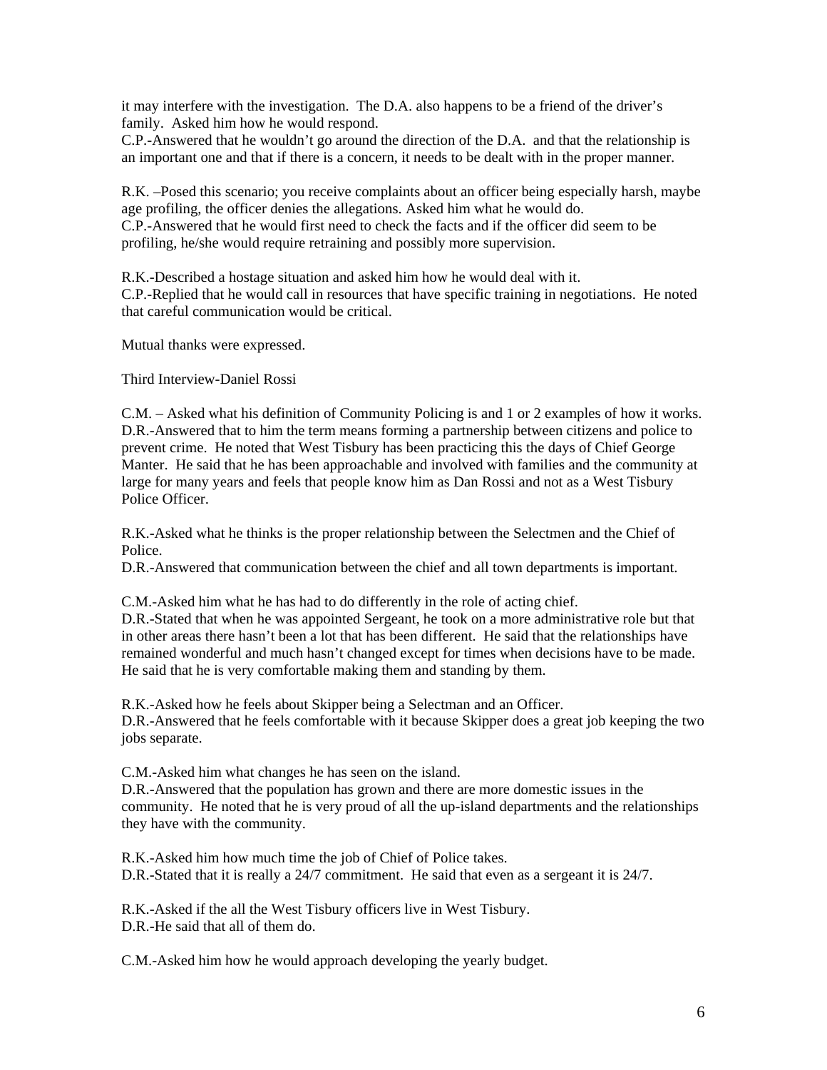it may interfere with the investigation. The D.A. also happens to be a friend of the driver's family. Asked him how he would respond.
C.P.-Answered that he wouldn't go around the direction of the D.A. and that the relationship is an important one and that if there is a concern, it needs to be dealt with in the proper manner.

R.K. –Posed this scenario; you receive complaints about an officer being especially harsh, maybe age profiling, the officer denies the allegations. Asked him what he would do.
C.P.-Answered that he would first need to check the facts and if the officer did seem to be profiling, he/she would require retraining and possibly more supervision.

R.K.-Described a hostage situation and asked him how he would deal with it.
C.P.-Replied that he would call in resources that have specific training in negotiations. He noted that careful communication would be critical.

Mutual thanks were expressed.

Third Interview-Daniel Rossi

C.M. – Asked what his definition of Community Policing is and 1 or 2 examples of how it works.
D.R.-Answered that to him the term means forming a partnership between citizens and police to prevent crime. He noted that West Tisbury has been practicing this the days of Chief George Manter. He said that he has been approachable and involved with families and the community at large for many years and feels that people know him as Dan Rossi and not as a West Tisbury Police Officer.

R.K.-Asked what he thinks is the proper relationship between the Selectmen and the Chief of Police.
D.R.-Answered that communication between the chief and all town departments is important.

C.M.-Asked him what he has had to do differently in the role of acting chief.
D.R.-Stated that when he was appointed Sergeant, he took on a more administrative role but that in other areas there hasn't been a lot that has been different. He said that the relationships have remained wonderful and much hasn't changed except for times when decisions have to be made. He said that he is very comfortable making them and standing by them.

R.K.-Asked how he feels about Skipper being a Selectman and an Officer.
D.R.-Answered that he feels comfortable with it because Skipper does a great job keeping the two jobs separate.

C.M.-Asked him what changes he has seen on the island.
D.R.-Answered that the population has grown and there are more domestic issues in the community. He noted that he is very proud of all the up-island departments and the relationships they have with the community.

R.K.-Asked him how much time the job of Chief of Police takes.
D.R.-Stated that it is really a 24/7 commitment. He said that even as a sergeant it is 24/7.

R.K.-Asked if the all the West Tisbury officers live in West Tisbury.
D.R.-He said that all of them do.

C.M.-Asked him how he would approach developing the yearly budget.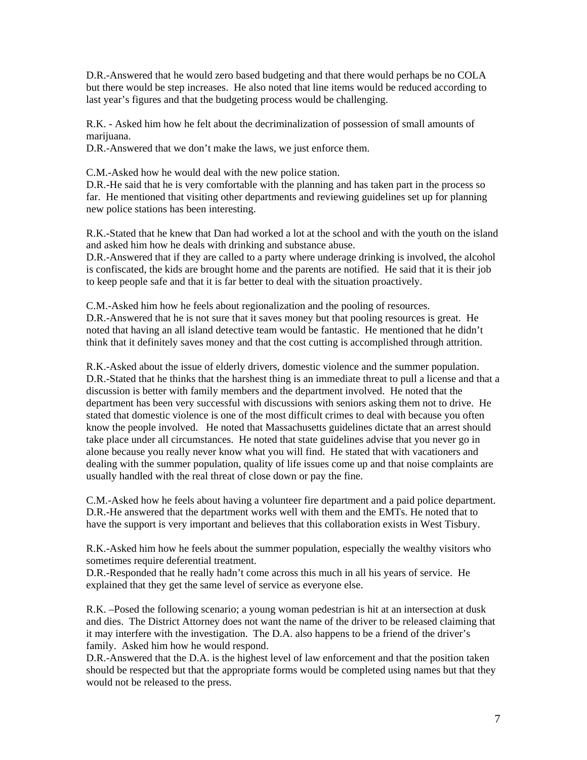D.R.-Answered that he would zero based budgeting and that there would perhaps be no COLA but there would be step increases. He also noted that line items would be reduced according to last year's figures and that the budgeting process would be challenging.

R.K. - Asked him how he felt about the decriminalization of possession of small amounts of marijuana.
D.R.-Answered that we don't make the laws, we just enforce them.

C.M.-Asked how he would deal with the new police station.
D.R.-He said that he is very comfortable with the planning and has taken part in the process so far. He mentioned that visiting other departments and reviewing guidelines set up for planning new police stations has been interesting.

R.K.-Stated that he knew that Dan had worked a lot at the school and with the youth on the island and asked him how he deals with drinking and substance abuse.
D.R.-Answered that if they are called to a party where underage drinking is involved, the alcohol is confiscated, the kids are brought home and the parents are notified. He said that it is their job to keep people safe and that it is far better to deal with the situation proactively.

C.M.-Asked him how he feels about regionalization and the pooling of resources.
D.R.-Answered that he is not sure that it saves money but that pooling resources is great. He noted that having an all island detective team would be fantastic. He mentioned that he didn't think that it definitely saves money and that the cost cutting is accomplished through attrition.

R.K.-Asked about the issue of elderly drivers, domestic violence and the summer population.
D.R.-Stated that he thinks that the harshest thing is an immediate threat to pull a license and that a discussion is better with family members and the department involved. He noted that the department has been very successful with discussions with seniors asking them not to drive. He stated that domestic violence is one of the most difficult crimes to deal with because you often know the people involved. He noted that Massachusetts guidelines dictate that an arrest should take place under all circumstances. He noted that state guidelines advise that you never go in alone because you really never know what you will find. He stated that with vacationers and dealing with the summer population, quality of life issues come up and that noise complaints are usually handled with the real threat of close down or pay the fine.

C.M.-Asked how he feels about having a volunteer fire department and a paid police department.
D.R.-He answered that the department works well with them and the EMTs. He noted that to have the support is very important and believes that this collaboration exists in West Tisbury.

R.K.-Asked him how he feels about the summer population, especially the wealthy visitors who sometimes require deferential treatment.
D.R.-Responded that he really hadn't come across this much in all his years of service. He explained that they get the same level of service as everyone else.

R.K. –Posed the following scenario; a young woman pedestrian is hit at an intersection at dusk and dies. The District Attorney does not want the name of the driver to be released claiming that it may interfere with the investigation. The D.A. also happens to be a friend of the driver's family. Asked him how he would respond.
D.R.-Answered that the D.A. is the highest level of law enforcement and that the position taken should be respected but that the appropriate forms would be completed using names but that they would not be released to the press.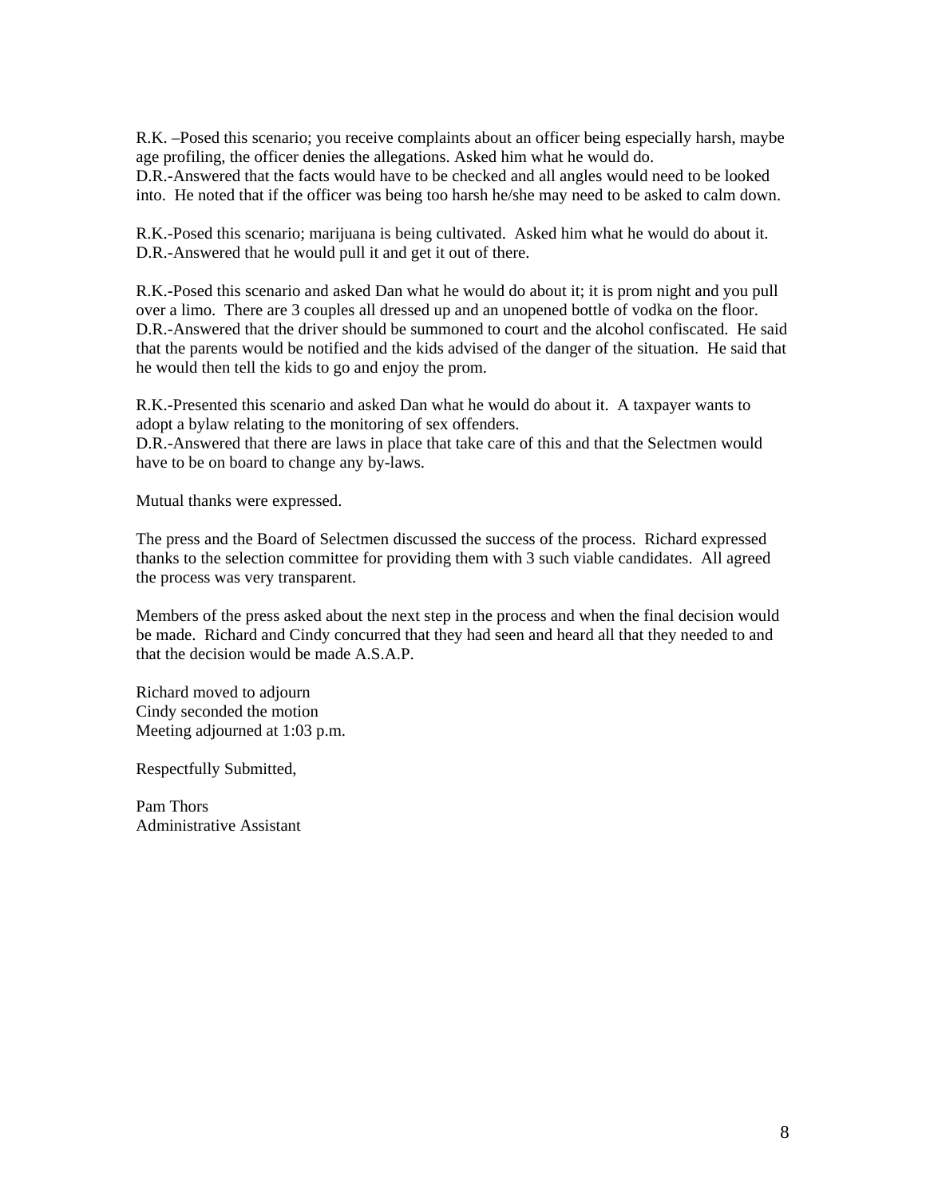R.K. –Posed this scenario; you receive complaints about an officer being especially harsh, maybe age profiling, the officer denies the allegations. Asked him what he would do.
D.R.-Answered that the facts would have to be checked and all angles would need to be looked into. He noted that if the officer was being too harsh he/she may need to be asked to calm down.

R.K.-Posed this scenario; marijuana is being cultivated. Asked him what he would do about it.
D.R.-Answered that he would pull it and get it out of there.

R.K.-Posed this scenario and asked Dan what he would do about it; it is prom night and you pull over a limo. There are 3 couples all dressed up and an unopened bottle of vodka on the floor.
D.R.-Answered that the driver should be summoned to court and the alcohol confiscated. He said that the parents would be notified and the kids advised of the danger of the situation. He said that he would then tell the kids to go and enjoy the prom.

R.K.-Presented this scenario and asked Dan what he would do about it. A taxpayer wants to adopt a bylaw relating to the monitoring of sex offenders.
D.R.-Answered that there are laws in place that take care of this and that the Selectmen would have to be on board to change any by-laws.

Mutual thanks were expressed.

The press and the Board of Selectmen discussed the success of the process. Richard expressed thanks to the selection committee for providing them with 3 such viable candidates. All agreed the process was very transparent.

Members of the press asked about the next step in the process and when the final decision would be made. Richard and Cindy concurred that they had seen and heard all that they needed to and that the decision would be made A.S.A.P.

Richard moved to adjourn
Cindy seconded the motion
Meeting adjourned at 1:03 p.m.

Respectfully Submitted,

Pam Thors
Administrative Assistant